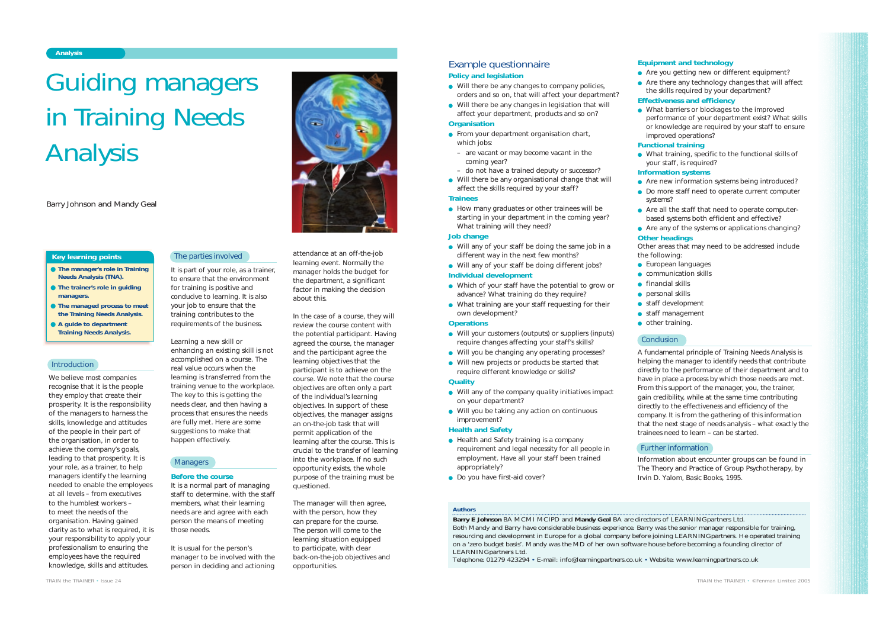# Guiding managers in Training Needs Analysis

Barry Johnson and Mandy Geal

**Key learning points**

- **The manager's role in Training Needs Analysis (TNA).**
- **The trainer's role in guiding managers.**
- **The managed process to meet the Training Needs Analysis.**
- **A guide to department Training Needs Analysis.**

## Introduction

We believe most companies recognise that it is the people they employ that create their prosperity. It is the responsibility of the managers to harness the skills, knowledge and attitudes of the people in their part of the organisation, in order to achieve the company's goals, leading to that prosperity. It is your role, as a trainer, to help managers identify the learning needed to enable the employees at all levels – from executives to the humblest workers – to meet the needs of the organisation. Having gained clarity as to what is required, it is your responsibility to apply your professionalism to ensuring the employees have the required knowledge, skills and attitudes.

## The parties involved

It is part of your role, as a trainer, to ensure that the environment for training is positive and conducive to learning. It is also your job to ensure that the training contributes to the requirements of the business.

Learning a new skill or enhancing an existing skill is not accomplished on a course. The real value occurs when the learning is transferred from the training venue to the workplace. The key to this is getting the needs clear, and then having a process that ensures the needs are fully met. Here are some suggestions to make that happen effectively.

## Managers

### Before the course

It is a normal part of managing staff to determine, with the staff members, what their learning needs are and agree with each person the means of meeting those needs.

It is usual for the person's manager to be involved with the person in deciding and actioning attendance at an off-the-job learning event. Normally the manager holds the budget for the department, a significant factor in making the decision about this.

In the case of a course, they will review the course content with the potential participant. Having agreed the course, the manager and the participant agree the learning objectives that the participant is to achieve on the course. We note that the course objectives are often only a part of the individual's learning objectives. In support of these objectives, the manager assigns an on-the-job task that will permit application of the learning after the course. This is crucial to the transfer of learning into the workplace. If no such opportunity exists, the whole purpose of the training must be questioned.

The manager will then agree, with the person, how they can prepare for the course. The person will come to the learning situation equipped to participate, with clear back-on-the-job objectives and opportunities.

## Example questionnaire

### Policy and legislation

- Will there be any changes to company policies, orders and so on, that will affect your department?
- Will there be any changes in legislation that will affect your department, products and so on?

### Organisation

- From your department organisation chart, which jobs:
  - are vacant or may become vacant in the coming year?
  - do not have a trained deputy or successor?
- Will there be any organisational change that will affect the skills required by your staff?

### Trainees

- How many graduates or other trainees will be starting in your department in the coming year? What training will they need?

### Job change

- Will any of your staff be doing the same job in a different way in the next few months?
- Will any of your staff be doing different jobs?

### Individual development

- Which of your staff have the potential to grow or advance? What training do they require?
- What training are your staff requesting for their own development?

### Operations

- Will your customers (outputs) or suppliers (inputs) require changes affecting your staff's skills?
- Will you be changing any operating processes?
- Will new projects or products be started that require different knowledge or skills?

### Quality

- Will any of the company quality initiatives impact on your department?
- Will you be taking any action on continuous improvement?

### Health and Safety

- Health and Safety training is a company requirement and legal necessity for all people in employment. Have all your staff been trained appropriately?
- Do you have first-aid cover?

### Equipment and technology

- Are you getting new or different equipment?
- Are there any technology changes that will affect the skills required by your department?

### Effectiveness and efficiency

- What barriers or blockages to the improved performance of your department exist? What skills or knowledge are required by your staff to ensure improved operations?

### Functional training

- What training, specific to the functional skills of your staff, is required?

### Information systems

- Are new information systems being introduced?
- Do more staff need to operate current computer systems?
- Are all the staff that need to operate computer-based systems both efficient and effective?
- Are any of the systems or applications changing?

### Other headings

Other areas that may need to be addressed include the following:

- European languages
- communication skills
- financial skills
- personal skills
- staff development
- staff management
- other training.

## Conclusion

A fundamental principle of Training Needs Analysis is helping the manager to identify needs that contribute directly to the performance of their department and to have in place a process by which those needs are met. From this support of the manager, you, the trainer, gain credibility, while at the same time contributing directly to the effectiveness and efficiency of the company. It is from the gathering of this information that the next stage of needs analysis – what exactly the trainees need to learn – can be started.

## Further information

Information about encounter groups can be found in The Theory and Practice of Group Psychotherapy, by Irvin D. Yalom, Basic Books, 1995.

**Authors**

**Barry E Johnson** BA MCMI MCIPD and **Mandy Geal** BA are directors of LEARNINGpartners Ltd.
Both Mandy and Barry have considerable business experience. Barry was the senior manager responsible for training, resourcing and development in Europe for a global company before joining LEARNINGpartners. He operated training on a 'zero budget basis'. Mandy was the MD of her own software house before becoming a founding director of LEARNINGpartners Ltd.
Telephone: 01279 423294 • E-mail: info@learningpartners.co.uk • Website: www.learningpartners.co.uk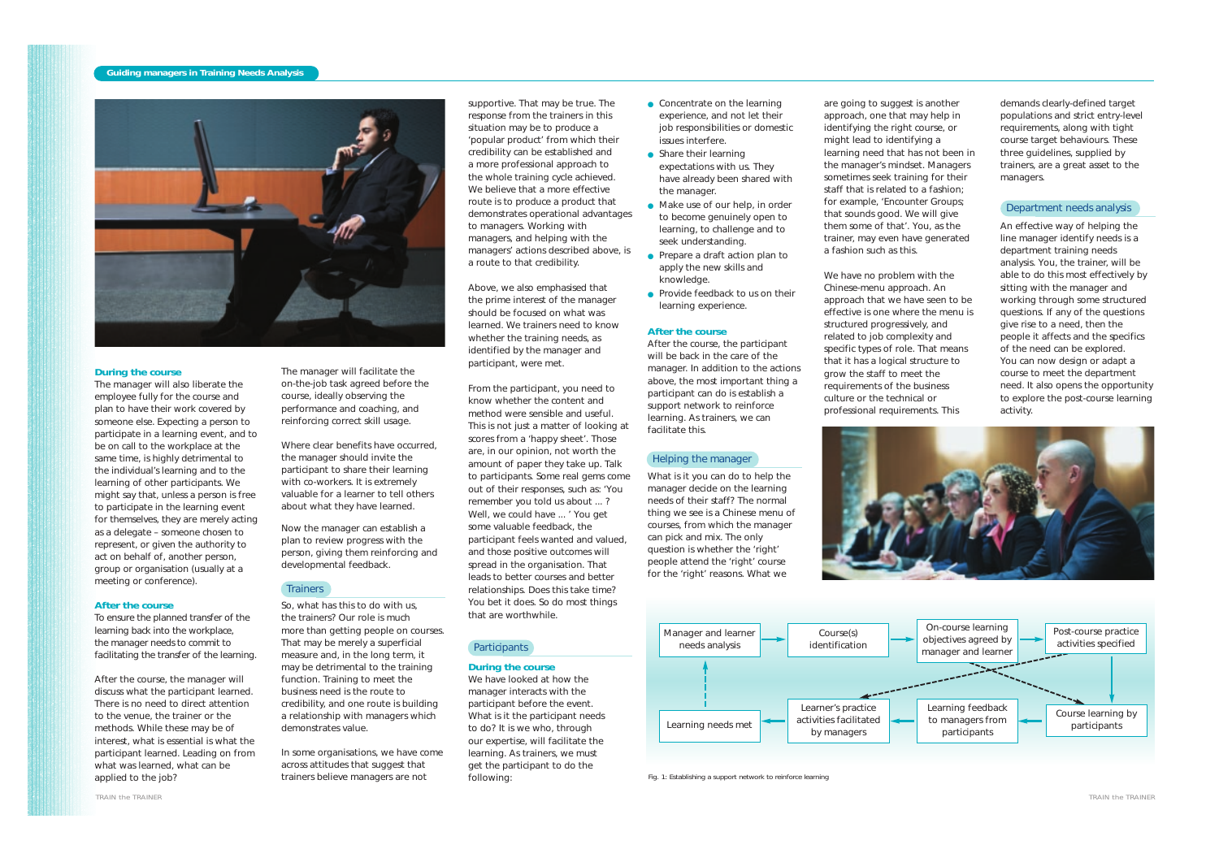### During the course

The manager will also liberate the employee fully for the course and plan to have their work covered by someone else. Expecting a person to participate in a learning event, and to be on call to the workplace at the same time, is highly detrimental to the individual's learning and to the learning of other participants. We might say that, unless a person is free to participate in the learning event for themselves, they are merely acting as a delegate – someone chosen to represent, or given the authority to act on behalf of, another person, group or organisation (usually at a meeting or conference).

### After the course

To ensure the planned transfer of the learning back into the workplace, the manager needs to commit to facilitating the transfer of the learning.

After the course, the manager will discuss what the participant learned. There is no need to direct attention to the venue, the trainer or the methods. While these may be of interest, what is essential is what the participant learned. Leading on from what was learned, what can be applied to the job?

The manager will facilitate the on-the-job task agreed before the course, ideally observing the performance and coaching, and reinforcing correct skill usage.

Where clear benefits have occurred, the manager should invite the participant to share their learning with co-workers. It is extremely valuable for a learner to tell others about what they have learned.

Now the manager can establish a plan to review progress with the person, giving them reinforcing and developmental feedback.

## Trainers

So, what has this to do with us, the trainers? Our role is much more than getting people on courses. That may be merely a superficial measure and, in the long term, it may be detrimental to the training function. Training to meet the business need is the route to credibility, and one route is building a relationship with managers which demonstrates value.

In some organisations, we have come across attitudes that suggest that trainers believe managers are not supportive. That may be true. The response from the trainers in this situation may be to produce a 'popular product' from which their credibility can be established and a more professional approach to the whole training cycle achieved. We believe that a more effective route is to produce a product that demonstrates operational advantages to managers. Working with managers, and helping with the managers' actions described above, is a route to that credibility.

Above, we also emphasised that the prime interest of the manager should be focused on what was learned. We trainers need to know whether the training needs, as identified by the manager and participant, were met.

From the participant, you need to know whether the content and method were sensible and useful. This is not just a matter of looking at scores from a 'happy sheet'. Those are, in our opinion, not worth the amount of paper they take up. Talk to participants. Some real gems come out of their responses, such as: 'You remember you told us about ... ? Well, we could have ... ' You get some valuable feedback, the participant feels wanted and valued, and those positive outcomes will spread in the organisation. That leads to better courses and better relationships. Does this take time? You bet it does. So do most things that are worthwhile.

## Participants

### During the course

We have looked at how the manager interacts with the participant before the event. What is it the participant needs to do? It is we who, through our expertise, will facilitate the learning. As trainers, we must get the participant to do the following:

- Concentrate on the learning experience, and not let their job responsibilities or domestic issues interfere.
- Share their learning expectations with us. They have already been shared with the manager.
- Make use of our help, in order to become genuinely open to learning, to challenge and to seek understanding.
- Prepare a draft action plan to apply the new skills and knowledge.
- Provide feedback to us on their learning experience.

### After the course

After the course, the participant will be back in the care of the manager. In addition to the actions above, the most important thing a participant can do is establish a support network to reinforce learning. As trainers, we can facilitate this.

## Helping the manager

What is it you can do to help the manager decide on the learning needs of their staff? The normal thing we see is a Chinese menu of courses, from which the manager can pick and mix. The only question is whether the 'right' people attend the 'right' course for the 'right' reasons. What we are going to suggest is another approach, one that may help in identifying the right course, or might lead to identifying a learning need that has not been in the manager's mindset. Managers sometimes seek training for their staff that is related to a fashion; for example, 'Encounter Groups; that sounds good. We will give them some of that'. You, as the trainer, may even have generated a fashion such as this.

We have no problem with the Chinese-menu approach. An approach that we have seen to be effective is one where the menu is structured progressively, and related to job complexity and specific types of role. That means that it has a logical structure to grow the staff to meet the requirements of the business culture or the technical or professional requirements. This demands clearly-defined target populations and strict entry-level requirements, along with tight course target behaviours. These three guidelines, supplied by trainers, are a great asset to the managers.

## Department needs analysis

An effective way of helping the line manager identify needs is a department training needs analysis. You, the trainer, will be able to do this most effectively by sitting with the manager and working through some structured questions. If any of the questions give rise to a need, then the people it affects and the specifics of the need can be explored. You can now design or adapt a course to meet the department need. It also opens the opportunity to explore the post-course learning activity.

Manager and learner needs analysis
Course(s) identification
On-course learning objectives agreed by manager and learner
Post-course practice activities specified
Course learning by participants
Learning feedback to managers from participants
Learner's practice activities facilitated by managers
Learning needs met

Fig. 1: Establishing a support network to reinforce learning